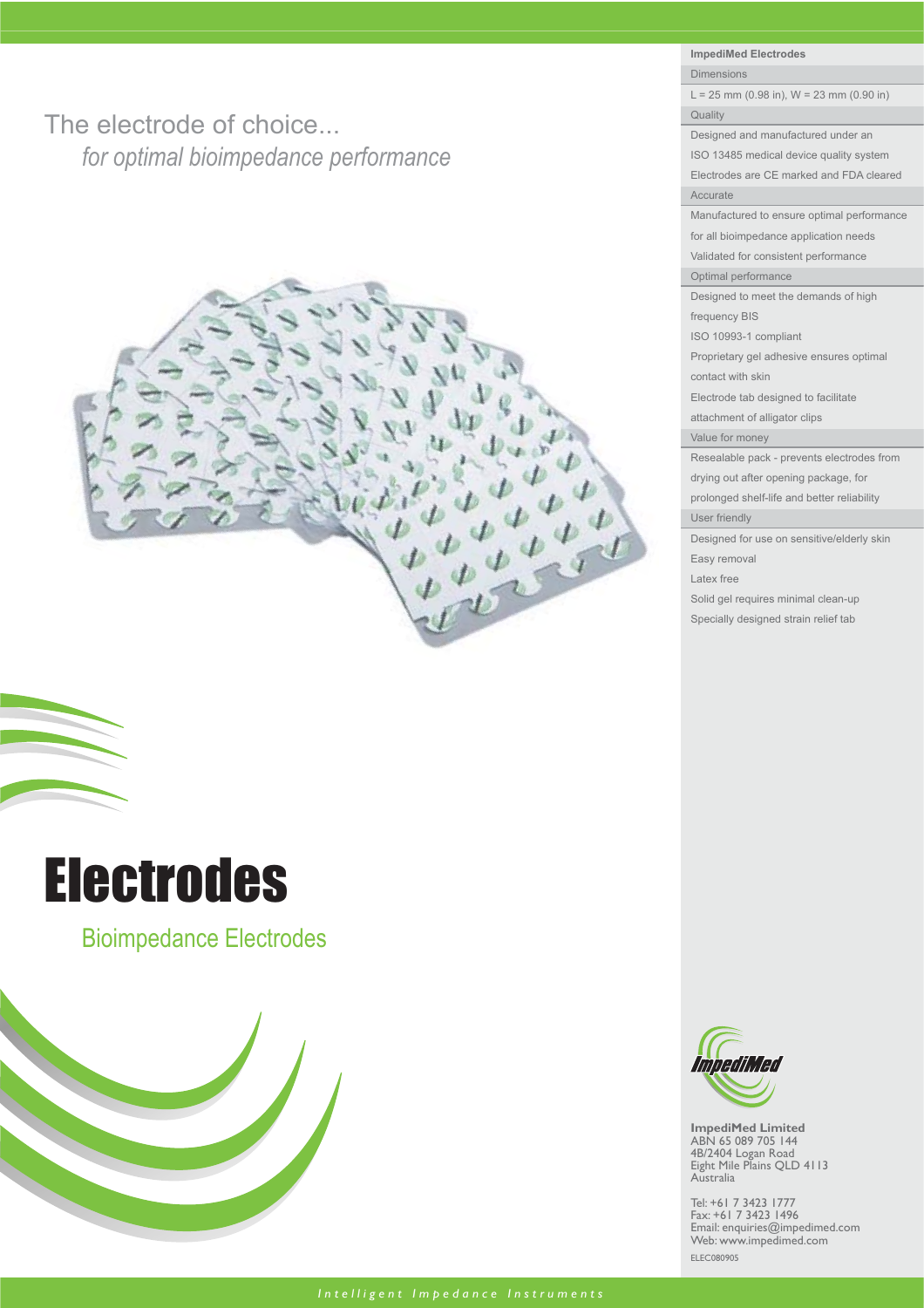## The electrode of choice...

*for optimal bioimpedance performance*

# Electrodes

## Bioimpedance Electrodes

**ImpediMed Electrodes**

**Dimensions**

L = 25 mm (0.98 in), W = 23 mm (0.90 in)

**Quality**

- Designed and manufactured under an ISO 13485 medical device quality system
- Electrodes are CE marked and FDA cleared

**Accurate**

- Manufactured to ensure optimal performance for all bioimpedance application needs
- Validated for consistent performance

**Optimal performance**

- Designed to meet the demands of high frequency BIS
- ISO 10993-1 compliant
- Proprietary gel adhesive ensures optimal contact with skin
- Electrode tab designed to facilitate attachment of alligator clips

**Value for money**

- Resealable pack - prevents electrodes from drying out after opening package, for prolonged shelf-life and better reliability

**User friendly**

- Designed for use on sensitive/elderly skin
- Easy removal
- Latex free
- Solid gel requires minimal clean-up
- Specially designed strain relief tab

ImpediMed

**ImpediMed Limited**
ABN 65 089 705 144
4B/2404 Logan Road
Eight Mile Plains QLD 4113
Australia

Tel: +61 7 3423 1777
Fax: +61 7 3423 1496
Email: enquiries@impedimed.com
Web: www.impedimed.com

ELEC080905

*Intelligent Impedance Instruments*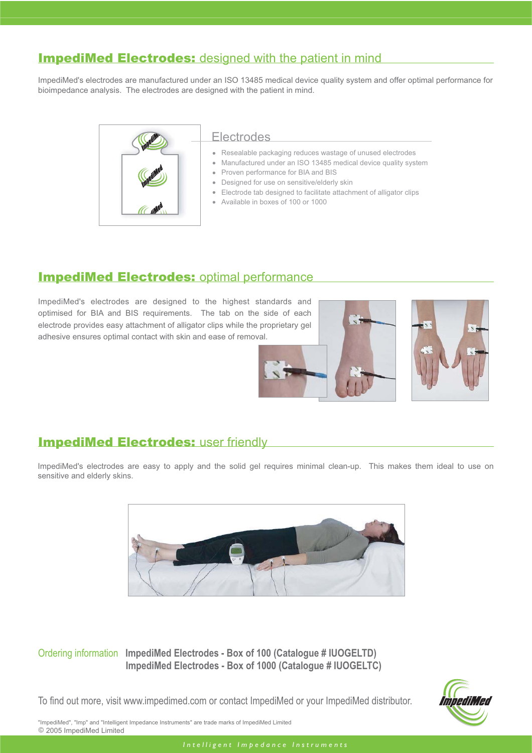## **ImpediMed Electrodes:** designed with the patient in mind

ImpediMed's electrodes are manufactured under an ISO 13485 medical device quality system and offer optimal performance for bioimpedance analysis. The electrodes are designed with the patient in mind.

### Electrodes

- Resealable packaging reduces wastage of unused electrodes
- Manufactured under an ISO 13485 medical device quality system
- Proven performance for BIA and BIS
- Designed for use on sensitive/elderly skin
- Electrode tab designed to facilitate attachment of alligator clips
- Available in boxes of 100 or 1000

## **ImpediMed Electrodes:** optimal performance

ImpediMed's electrodes are designed to the highest standards and optimised for BIA and BIS requirements. The tab on the side of each electrode provides easy attachment of alligator clips while the proprietary gel adhesive ensures optimal contact with skin and ease of removal.

## **ImpediMed Electrodes:** user friendly

ImpediMed's electrodes are easy to apply and the solid gel requires minimal clean-up. This makes them ideal to use on sensitive and elderly skins.

Ordering information **ImpediMed Electrodes - Box of 100 (Catalogue # IUOGELTD)**
**ImpediMed Electrodes - Box of 1000 (Catalogue # IUOGELTC)**

To find out more, visit www.impedimed.com or contact ImpediMed or your ImpediMed distributor.

"ImpediMed", "Imp" and "Intelligent Impedance Instruments" are trade marks of ImpediMed Limited
© 2005 ImpediMed Limited

*Intelligent Impedance Instruments*